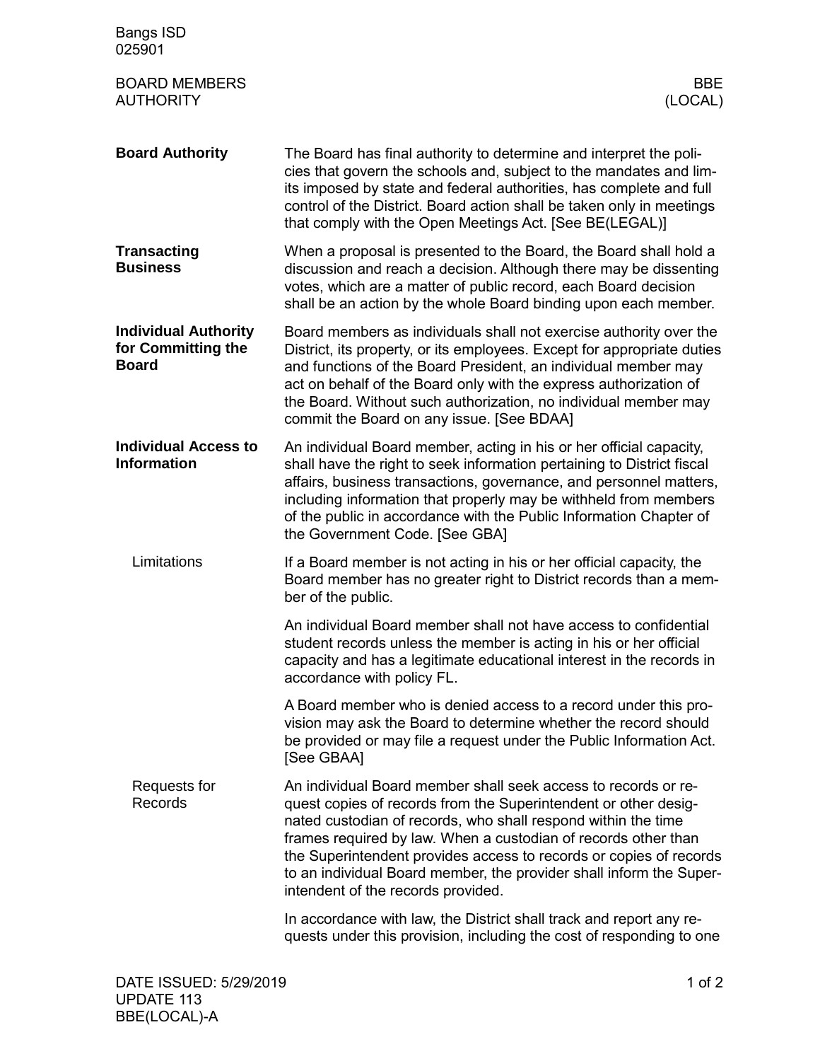Bangs ISD
025901

BOARD MEMBERS
AUTHORITY

BBE
(LOCAL)

## Board Authority

The Board has final authority to determine and interpret the policies that govern the schools and, subject to the mandates and limits imposed by state and federal authorities, has complete and full control of the District. Board action shall be taken only in meetings that comply with the Open Meetings Act. [See BE(LEGAL)]

## Transacting Business

When a proposal is presented to the Board, the Board shall hold a discussion and reach a decision. Although there may be dissenting votes, which are a matter of public record, each Board decision shall be an action by the whole Board binding upon each member.

## Individual Authority for Committing the Board

Board members as individuals shall not exercise authority over the District, its property, or its employees. Except for appropriate duties and functions of the Board President, an individual member may act on behalf of the Board only with the express authorization of the Board. Without such authorization, no individual member may commit the Board on any issue. [See BDAA]

## Individual Access to Information

An individual Board member, acting in his or her official capacity, shall have the right to seek information pertaining to District fiscal affairs, business transactions, governance, and personnel matters, including information that properly may be withheld from members of the public in accordance with the Public Information Chapter of the Government Code. [See GBA]

### Limitations

If a Board member is not acting in his or her official capacity, the Board member has no greater right to District records than a member of the public.

An individual Board member shall not have access to confidential student records unless the member is acting in his or her official capacity and has a legitimate educational interest in the records in accordance with policy FL.

A Board member who is denied access to a record under this provision may ask the Board to determine whether the record should be provided or may file a request under the Public Information Act. [See GBAA]

### Requests for Records

An individual Board member shall seek access to records or request copies of records from the Superintendent or other designated custodian of records, who shall respond within the time frames required by law. When a custodian of records other than the Superintendent provides access to records or copies of records to an individual Board member, the provider shall inform the Superintendent of the records provided.

In accordance with law, the District shall track and report any requests under this provision, including the cost of responding to one

DATE ISSUED: 5/29/2019
UPDATE 113
BBE(LOCAL)-A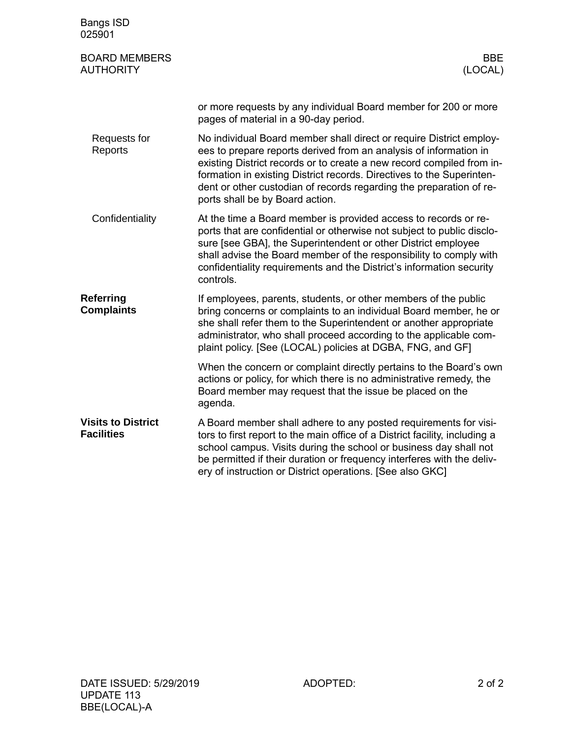or more requests by any individual Board member for 200 or more pages of material in a 90-day period.

### Requests for Reports

No individual Board member shall direct or require District employees to prepare reports derived from an analysis of information in existing District records or to create a new record compiled from information in existing District records. Directives to the Superintendent or other custodian of records regarding the preparation of reports shall be by Board action.

### Confidentiality

At the time a Board member is provided access to records or reports that are confidential or otherwise not subject to public disclosure [see GBA], the Superintendent or other District employee shall advise the Board member of the responsibility to comply with confidentiality requirements and the District's information security controls.

## Referring Complaints

If employees, parents, students, or other members of the public bring concerns or complaints to an individual Board member, he or she shall refer them to the Superintendent or another appropriate administrator, who shall proceed according to the applicable complaint policy. [See (LOCAL) policies at DGBA, FNG, and GF]

When the concern or complaint directly pertains to the Board's own actions or policy, for which there is no administrative remedy, the Board member may request that the issue be placed on the agenda.

## Visits to District Facilities

A Board member shall adhere to any posted requirements for visitors to first report to the main office of a District facility, including a school campus. Visits during the school or business day shall not be permitted if their duration or frequency interferes with the delivery of instruction or District operations. [See also GKC]